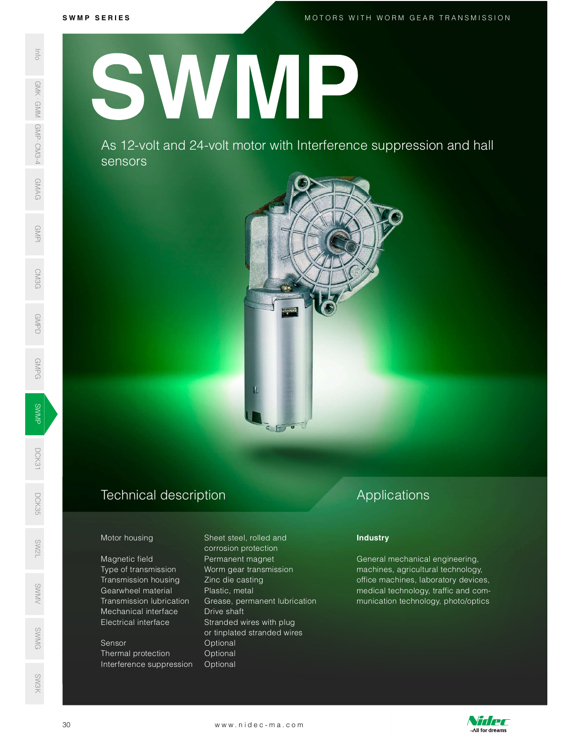# SWMP

As 12-volt and 24-volt motor with Interference suppression and hall sensors

## Technical description

| | |
|---|---|
| Motor housing | Sheet steel, rolled and corrosion protection |
| Magnetic field | Permanent magnet |
| Type of transmission | Worm gear transmission |
| Transmission housing | Zinc die casting |
| Gearwheel material | Plastic, metal |
| Transmission lubrication | Grease, permanent lubrication |
| Mechanical interface | Drive shaft |
| Electrical interface | Stranded wires with plug or tinplated stranded wires |
| Sensor | Optional |
| Thermal protection | Optional |
| Interference suppression | Optional |

## Applications

**Industry**

General mechanical engineering, machines, agricultural technology, office machines, laboratory devices, medical technology, traffic and communication technology, photo/optics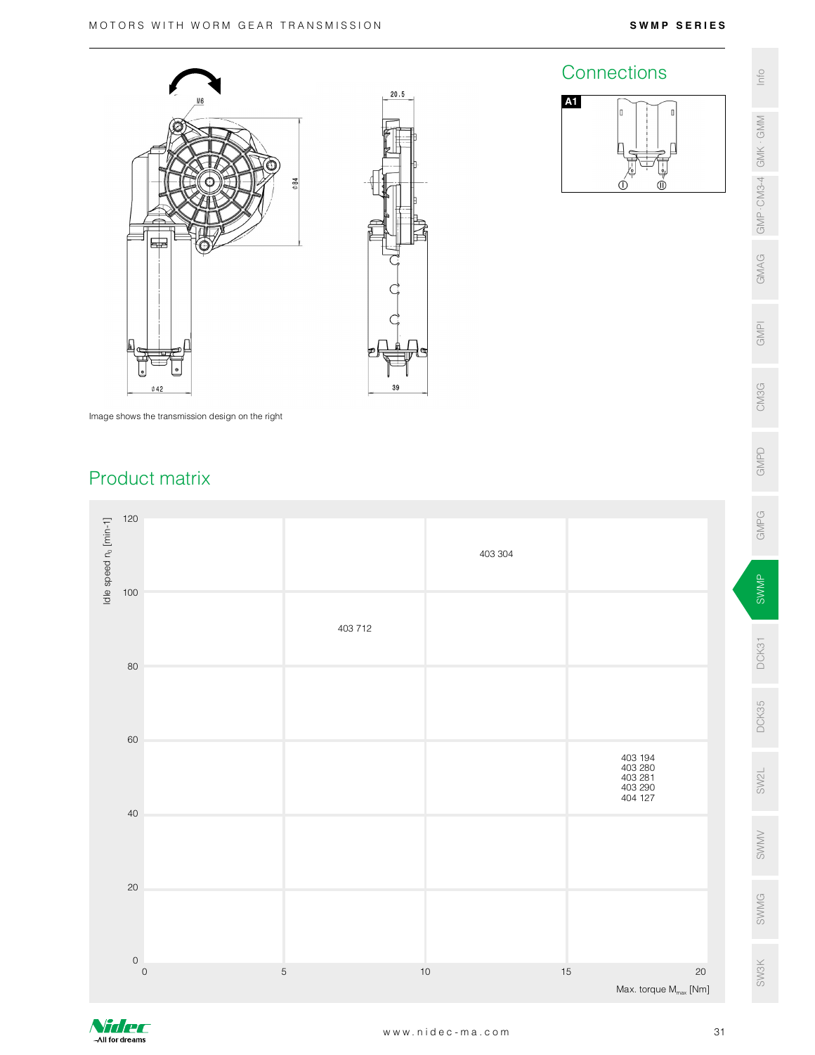## Connections

A1

Image shows the transmission design on the right

## Product matrix

| Idle speed $n_0$ [min-1] \ Max. torque $M_{max}$ [Nm] | 0–5 | 5–10 | 10–15 | 15–20 |
|---|---|---|---|---|
| 100–120 | | | 403 304 | |
| 80–100 | | 403 712 | | |
| 60–80 | | | | |
| 40–60 | | | | 403 194<br>403 280<br>403 281<br>403 290<br>404 127 |
| 20–40 | | | | |
| 0–20 | | | | |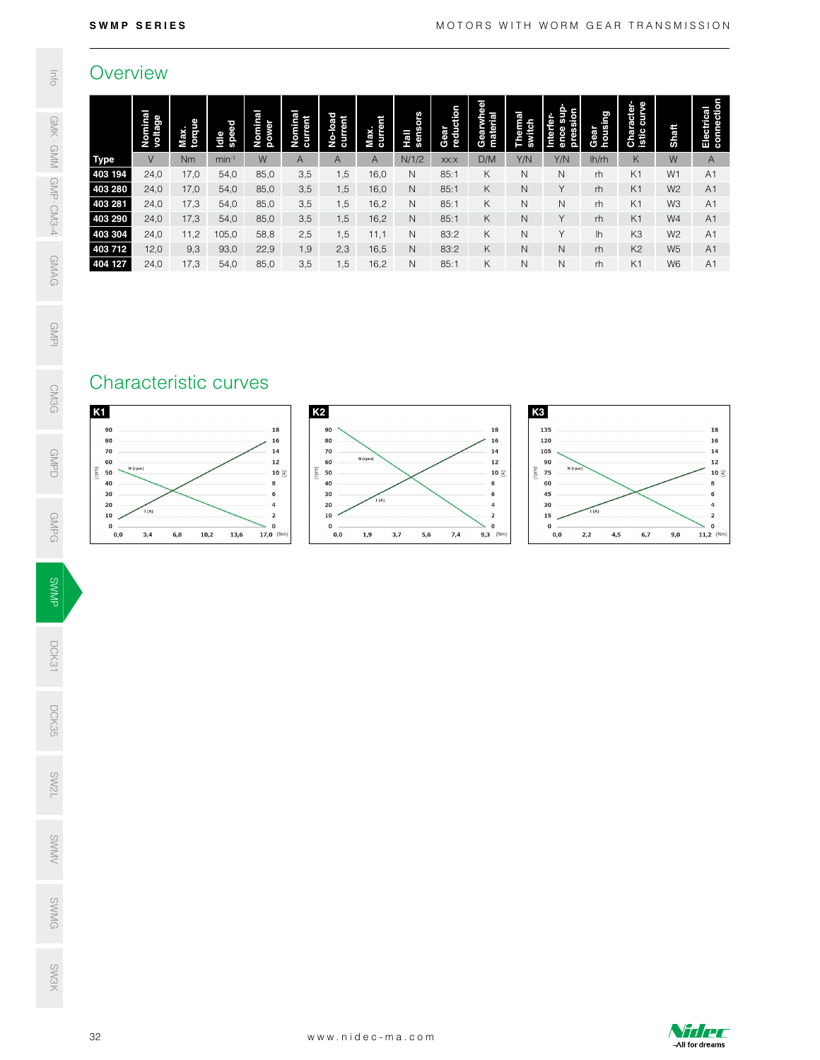## Overview

| Type | Nominal voltage | Max. torque | Idle speed | Nominal power | Nominal current | No-load current | Max. current | Hall sensors | Gear reduction | Gearwheel material | Thermal switch | Interference suppression | Gear housing | Characteristic curve | Shaft | Electrical connection |
|---|---|---|---|---|---|---|---|---|---|---|---|---|---|---|---|---|
| | V | Nm | min⁻¹ | W | A | A | A | N/1/2 | xx:x | D/M | Y/N | Y/N | lh/rh | K | W | A |
| **403 194** | 24,0 | 17,0 | 54,0 | 85,0 | 3,5 | 1,5 | 16,0 | N | 85:1 | K | N | N | rh | K1 | W1 | A1 |
| **403 280** | 24,0 | 17,0 | 54,0 | 85,0 | 3,5 | 1,5 | 16,0 | N | 85:1 | K | N | Y | rh | K1 | W2 | A1 |
| **403 281** | 24,0 | 17,3 | 54,0 | 85,0 | 3,5 | 1,5 | 16,2 | N | 85:1 | K | N | N | rh | K1 | W3 | A1 |
| **403 290** | 24,0 | 17,3 | 54,0 | 85,0 | 3,5 | 1,5 | 16,2 | N | 85:1 | K | N | Y | rh | K1 | W4 | A1 |
| **403 304** | 24,0 | 11,2 | 105,0 | 58,8 | 2,5 | 1,5 | 11,1 | N | 83:2 | K | N | Y | lh | K3 | W2 | A1 |
| **403 712** | 12,0 | 9,3 | 93,0 | 22,9 | 1,9 | 2,3 | 16,5 | N | 83:2 | K | N | N | rh | K2 | W5 | A1 |
| **404 127** | 24,0 | 17,3 | 54,0 | 85,0 | 3,5 | 1,5 | 16,2 | N | 85:1 | K | N | N | rh | K1 | W6 | A1 |

## Characteristic curves

**K1**

N (rpm): 0, 10, 20, 30, 40, 50, 60, 70, 80, 90
I (A): 0, 2, 4, 6, 8, 10, 12, 14, 16, 18
(Nm): 0,0 3,4 6,8 10,2 13,6 17,0

**K2**

N (rpm): 0, 10, 20, 30, 40, 50, 60, 70, 80, 90
I (A): 0, 2, 4, 6, 8, 10, 12, 14, 16, 18
(Nm): 0,0 1,9 3,7 5,6 7,4 9,3

**K3**

N (rpm): 0, 15, 30, 45, 60, 75, 90, 105, 120, 135
I (A): 0, 2, 4, 6, 8, 10, 12, 14, 16, 18
(Nm): 0,0 2,2 4,5 6,7 9,0 11,2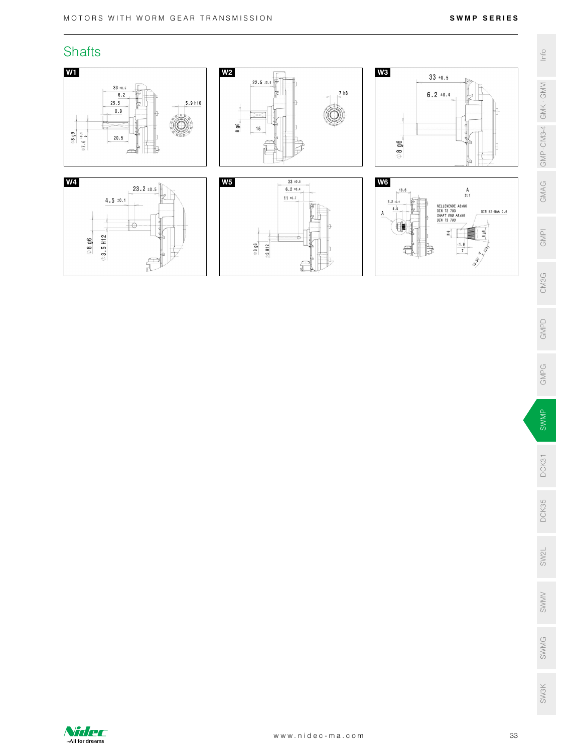## Shafts

**W1**

33 ±0.5
6.2
25.5
0.9
5.9 h10
Ø8 g9
Ø7.6 +0.1 0
20.5

**W2**

22.5 ±0.5
7 h8
8 g6
15

**W3**

33 ±0.5
6.2 ±0.4
Ø8 g6

**W4**

23.2 ±0.5
4.5 ±0.1
Ø8 g6
Ø3.5 H12

**W5**

33 ±0.5
6.2 ±0.4
11 ±0.7
Ø8 g6
Ø3 H12

**W6**

18.6
6.2 ±0.4
4.5
A
A
2:1
WELLENENDE A8xM8
DIN 72 783
SHAFT END A8xM8
DIN 72 783
DIN 82-RAA 0.6
M8
8 g6
1.6
7